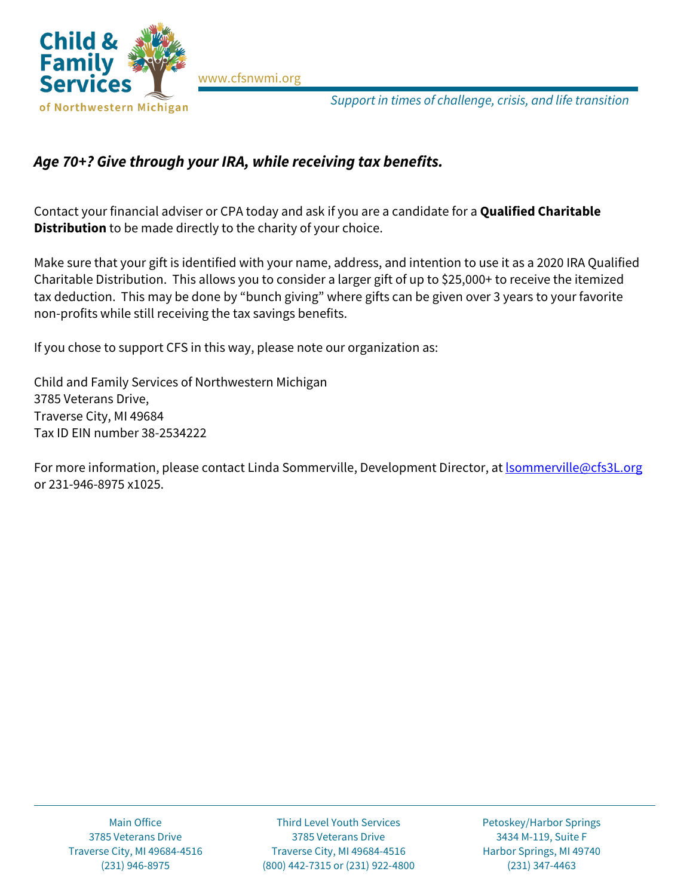**Child & Family Services of Northwestern Michigan**

www.cfsnwmi.org

*Support in times of challenge, crisis, and life transition*

## *Age 70+? Give through your IRA, while receiving tax benefits.*

Contact your financial adviser or CPA today and ask if you are a candidate for a **Qualified Charitable Distribution** to be made directly to the charity of your choice.

Make sure that your gift is identified with your name, address, and intention to use it as a 2020 IRA Qualified Charitable Distribution. This allows you to consider a larger gift of up to $25,000+ to receive the itemized tax deduction. This may be done by "bunch giving" where gifts can be given over 3 years to your favorite non-profits while still receiving the tax savings benefits.

If you chose to support CFS in this way, please note our organization as:

Child and Family Services of Northwestern Michigan
3785 Veterans Drive,
Traverse City, MI 49684
Tax ID EIN number 38-2534222

For more information, please contact Linda Sommerville, Development Director, at lsommerville@cfs3L.org or 231-946-8975 x1025.

Main Office
3785 Veterans Drive
Traverse City, MI 49684-4516
(231) 946-8975

Third Level Youth Services
3785 Veterans Drive
Traverse City, MI 49684-4516
(800) 442-7315 or (231) 922-4800

Petoskey/Harbor Springs
3434 M-119, Suite F
Harbor Springs, MI 49740
(231) 347-4463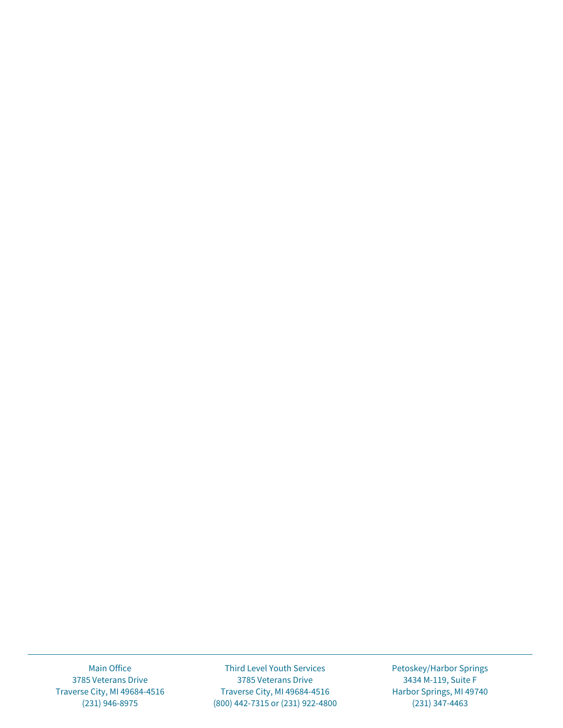Main Office
3785 Veterans Drive
Traverse City, MI 49684-4516
(231) 946-8975

Third Level Youth Services
3785 Veterans Drive
Traverse City, MI 49684-4516
(800) 442-7315 or (231) 922-4800

Petoskey/Harbor Springs
3434 M-119, Suite F
Harbor Springs, MI 49740
(231) 347-4463